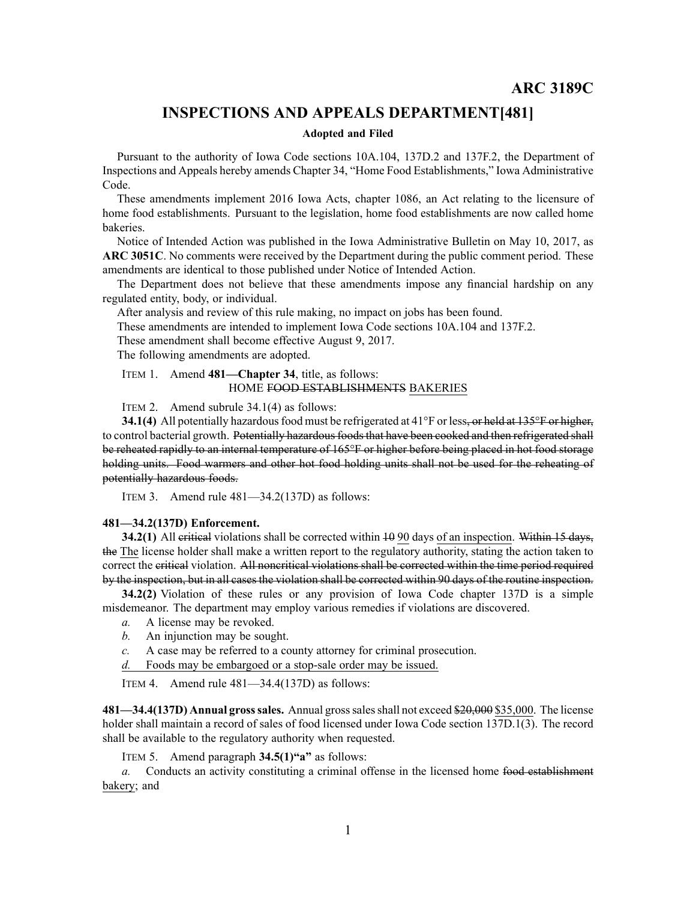# ARC 3189C

## INSPECTIONS AND APPEALS DEPARTMENT[481]

**Adopted and Filed**

Pursuant to the authority of Iowa Code sections 10A.104, 137D.2 and 137F.2, the Department of Inspections and Appeals hereby amends Chapter 34, "Home Food Establishments," Iowa Administrative Code.

These amendments implement 2016 Iowa Acts, chapter 1086, an Act relating to the licensure of home food establishments. Pursuant to the legislation, home food establishments are now called home bakeries.

Notice of Intended Action was published in the Iowa Administrative Bulletin on May 10, 2017, as **ARC 3051C**. No comments were received by the Department during the public comment period. These amendments are identical to those published under Notice of Intended Action.

The Department does not believe that these amendments impose any financial hardship on any regulated entity, body, or individual.

After analysis and review of this rule making, no impact on jobs has been found.

These amendments are intended to implement Iowa Code sections 10A.104 and 137F.2.

These amendment shall become effective August 9, 2017.

The following amendments are adopted.

ITEM 1. Amend **481—Chapter 34**, title, as follows:

HOME ~~FOOD ESTABLISHMENTS~~ <u>BAKERIES</u>

ITEM 2. Amend subrule 34.1(4) as follows:

**34.1(4)** All potentially hazardous food must be refrigerated at 41°F or less~~, or held at 135°F or higher,~~ to control bacterial growth. ~~Potentially hazardous foods that have been cooked and then refrigerated shall be reheated rapidly to an internal temperature of 165°F or higher before being placed in hot food storage holding units. Food warmers and other hot food holding units shall not be used for the reheating of potentially hazardous foods.~~

ITEM 3. Amend rule 481—34.2(137D) as follows:

**481—34.2(137D) Enforcement.**

**34.2(1)** All ~~critical~~ violations shall be corrected within ~~10~~ <u>90</u> days <u>of an inspection</u>. ~~Within 15 days, the~~ <u>The</u> license holder shall make a written report to the regulatory authority, stating the action taken to correct the ~~critical~~ violation. ~~All noncritical violations shall be corrected within the time period required by the inspection, but in all cases the violation shall be corrected within 90 days of the routine inspection.~~

**34.2(2)** Violation of these rules or any provision of Iowa Code chapter 137D is a simple misdemeanor. The department may employ various remedies if violations are discovered.

*a.* A license may be revoked.

*b.* An injunction may be sought.

*c.* A case may be referred to a county attorney for criminal prosecution.

<u>*d.* Foods may be embargoed or a stop-sale order may be issued.</u>

ITEM 4. Amend rule 481—34.4(137D) as follows:

**481—34.4(137D) Annual gross sales.** Annual gross sales shall not exceed ~~$20,000~~ <u>$35,000</u>. The license holder shall maintain a record of sales of food licensed under Iowa Code section 137D.1(3). The record shall be available to the regulatory authority when requested.

ITEM 5. Amend paragraph **34.5(1)"a"** as follows:

*a.* Conducts an activity constituting a criminal offense in the licensed home ~~food establishment~~ <u>bakery</u>; and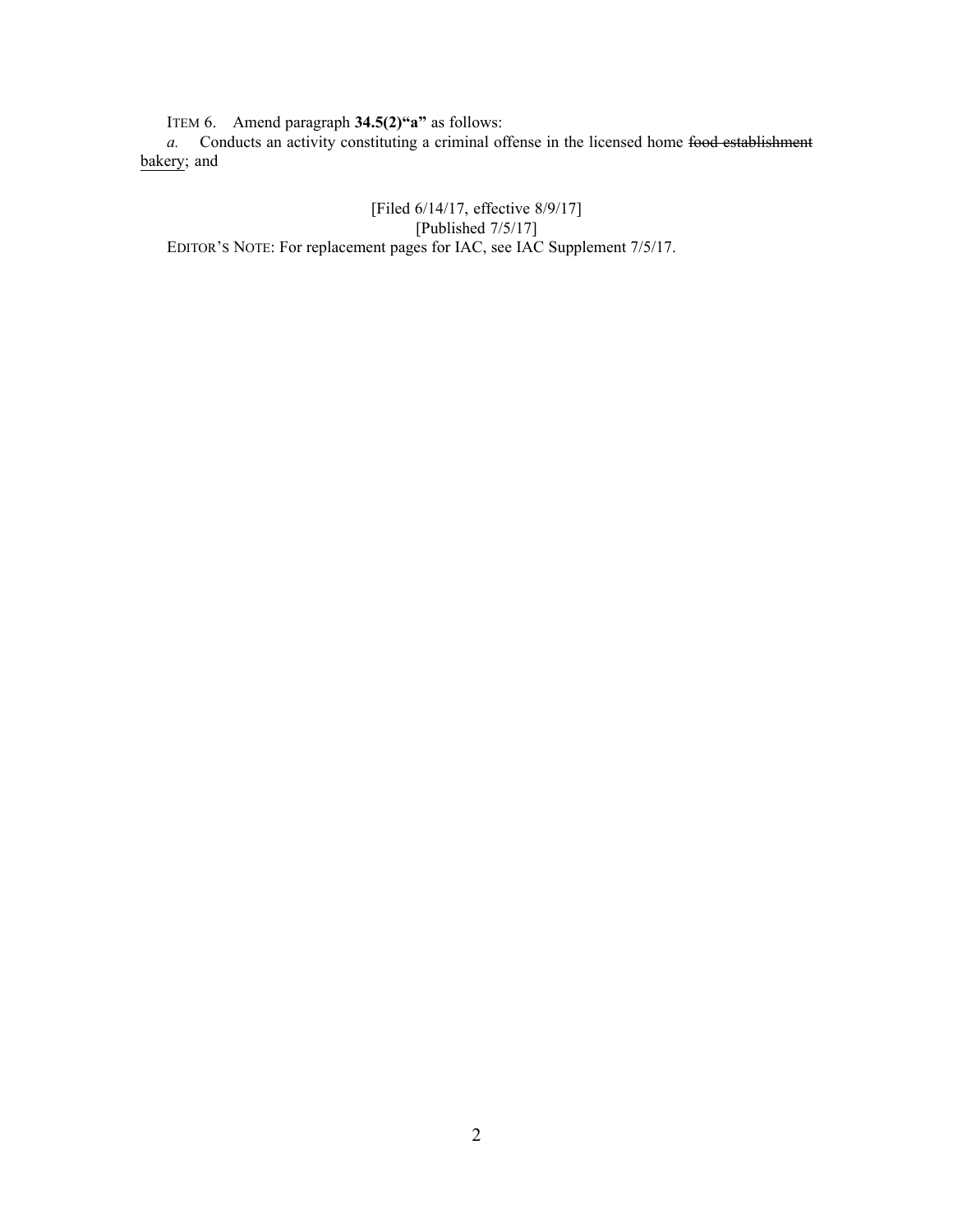ITEM 6. Amend paragraph **34.5(2)"a"** as follows:

*a.* Conducts an activity constituting a criminal offense in the licensed home ~~food establishment~~ <u>bakery</u>; and

[Filed 6/14/17, effective 8/9/17]
[Published 7/5/17]

EDITOR'S NOTE: For replacement pages for IAC, see IAC Supplement 7/5/17.